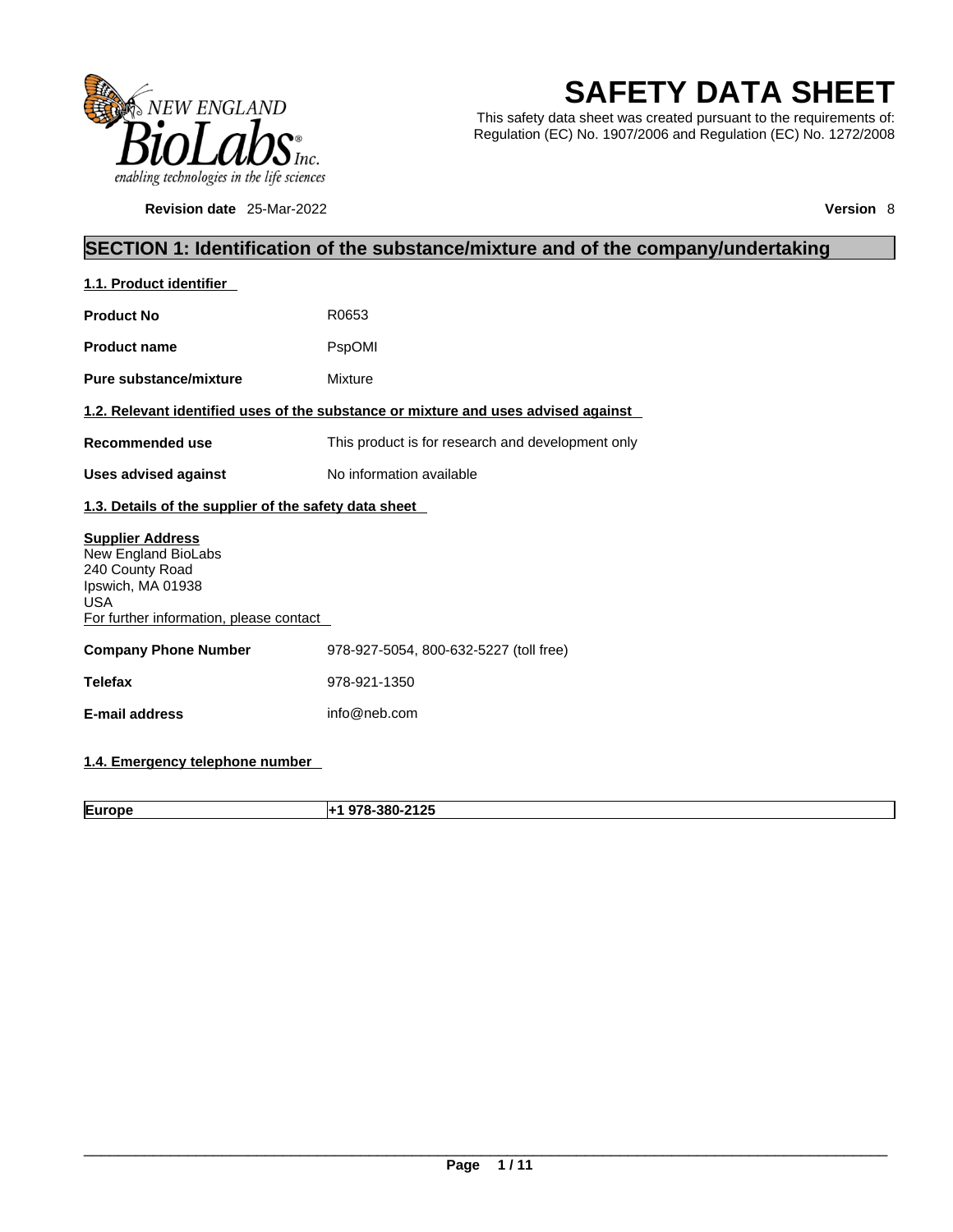# SAFETY DATA SHEET

This safety data sheet was created pursuant to the requirements of: Regulation (EC) No. 1907/2006 and Regulation (EC) No. 1272/2008

**Revision date** 25-Mar-2022 **Version** 8

## SECTION 1: Identification of the substance/mixture and of the company/undertaking

### 1.1. Product identifier

**Product No** R0653

**Product name** PspOMI

**Pure substance/mixture** Mixture

### 1.2. Relevant identified uses of the substance or mixture and uses advised against

**Recommended use** This product is for research and development only

**Uses advised against** No information available

### 1.3. Details of the supplier of the safety data sheet

**Supplier Address**
New England BioLabs
240 County Road
Ipswich, MA 01938
USA
For further information, please contact

**Company Phone Number** 978-927-5054, 800-632-5227 (toll free)

**Telefax** 978-921-1350

**E-mail address** info@neb.com

### 1.4. Emergency telephone number

| **Europe** | **+1 978-380-2125** |
|---|---|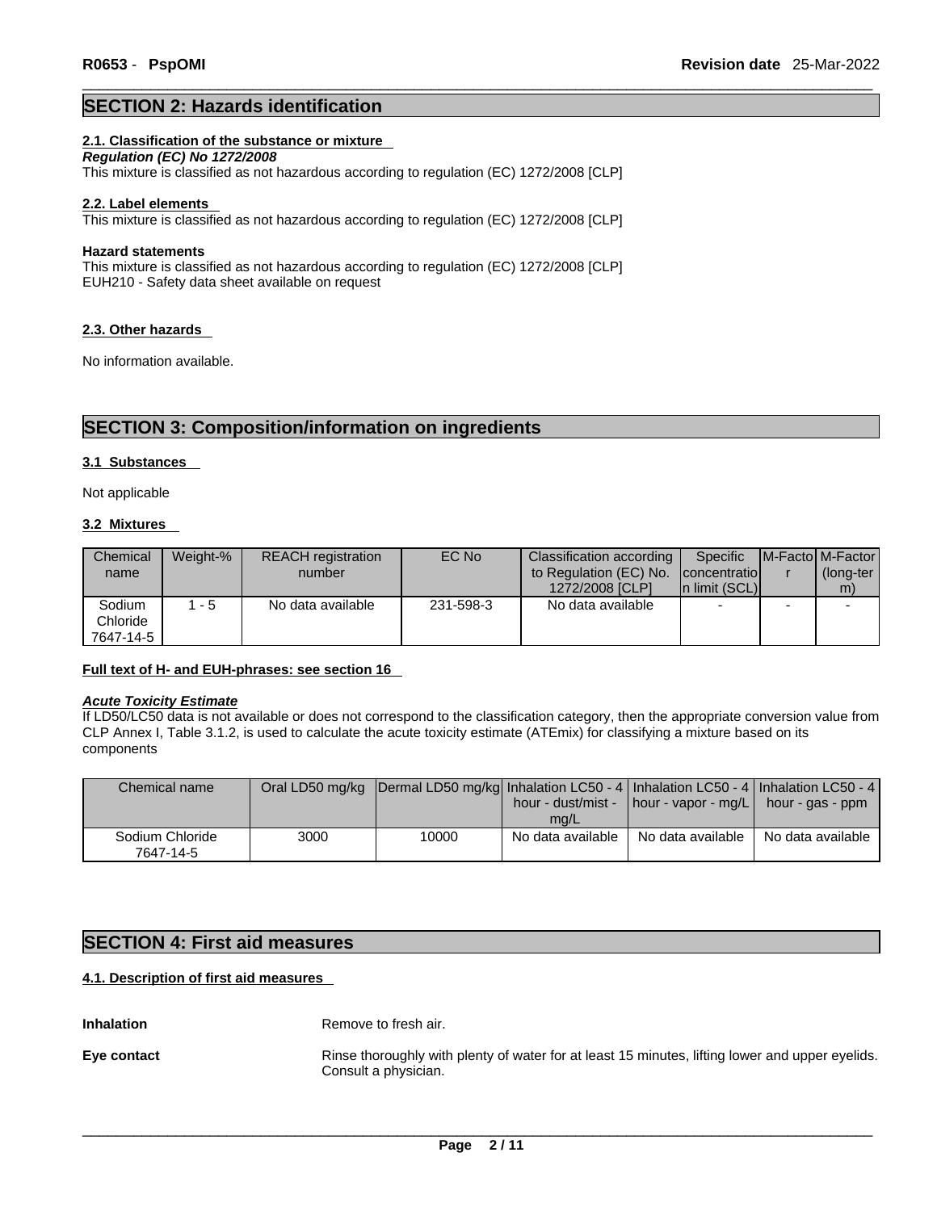## SECTION 2: Hazards identification

### 2.1. Classification of the substance or mixture

***Regulation (EC) No 1272/2008***

This mixture is classified as not hazardous according to regulation (EC) 1272/2008 [CLP]

### 2.2. Label elements

This mixture is classified as not hazardous according to regulation (EC) 1272/2008 [CLP]

**Hazard statements**

This mixture is classified as not hazardous according to regulation (EC) 1272/2008 [CLP]
EUH210 - Safety data sheet available on request

### 2.3. Other hazards

No information available.

## SECTION 3: Composition/information on ingredients

### 3.1 Substances

Not applicable

### 3.2 Mixtures

| Chemical name | Weight-% | REACH registration number | EC No | Classification according to Regulation (EC) No. 1272/2008 [CLP] | Specific concentration limit (SCL) | M-Factor | M-Factor (long-term) |
|---|---|---|---|---|---|---|---|
| Sodium Chloride 7647-14-5 | 1 - 5 | No data available | 231-598-3 | No data available | - | - | - |

**Full text of H- and EUH-phrases: see section 16**

***Acute Toxicity Estimate***

If LD50/LC50 data is not available or does not correspond to the classification category, then the appropriate conversion value from CLP Annex I, Table 3.1.2, is used to calculate the acute toxicity estimate (ATEmix) for classifying a mixture based on its components

| Chemical name | Oral LD50 mg/kg | Dermal LD50 mg/kg | Inhalation LC50 - 4 hour - dust/mist - mg/L | Inhalation LC50 - 4 hour - vapor - mg/L | Inhalation LC50 - 4 hour - gas - ppm |
|---|---|---|---|---|---|
| Sodium Chloride 7647-14-5 | 3000 | 10000 | No data available | No data available | No data available |

## SECTION 4: First aid measures

### 4.1. Description of first aid measures

**Inhalation**
Remove to fresh air.

**Eye contact**
Rinse thoroughly with plenty of water for at least 15 minutes, lifting lower and upper eyelids. Consult a physician.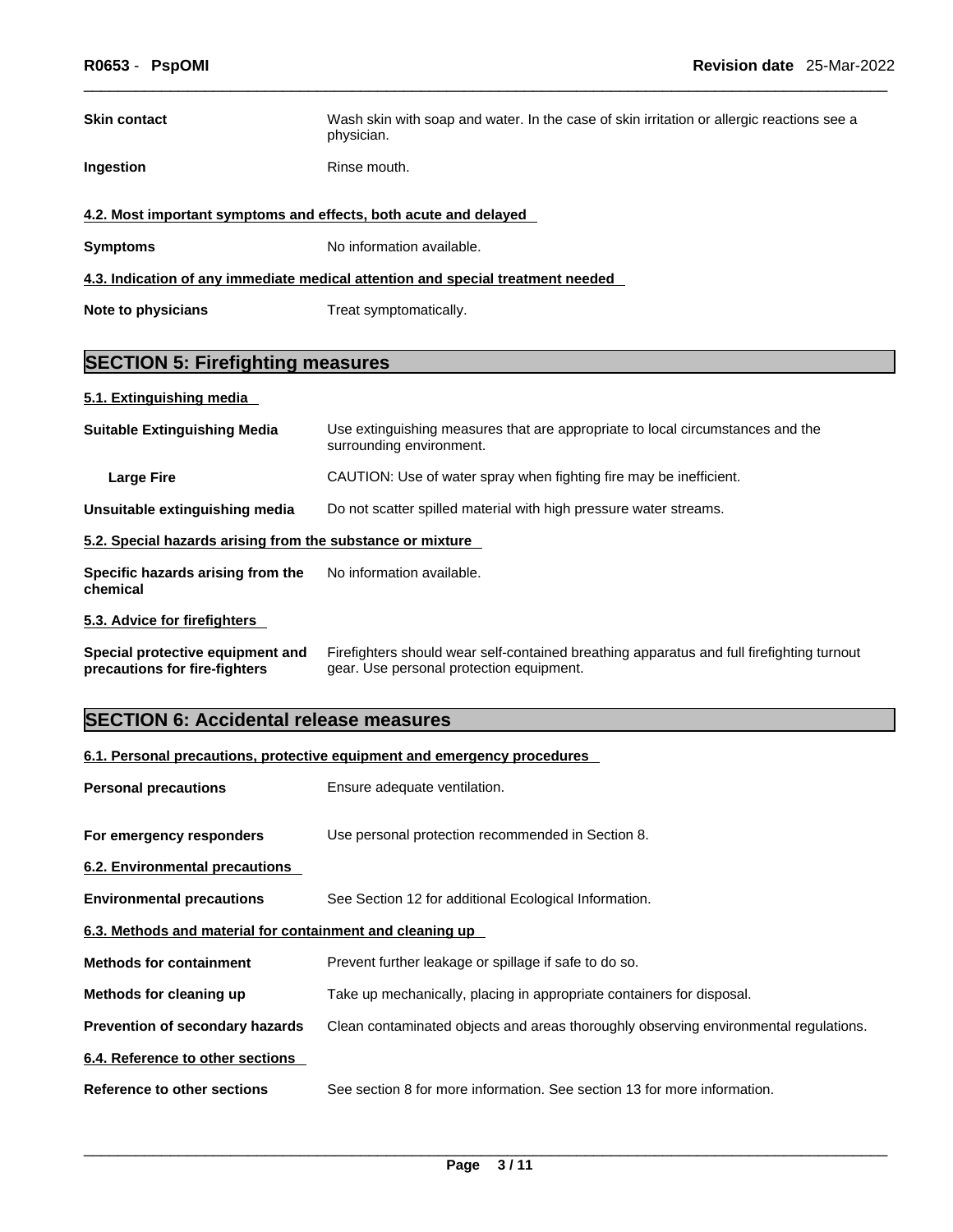**Skin contact** Wash skin with soap and water. In the case of skin irritation or allergic reactions see a physician.

**Ingestion** Rinse mouth.

### 4.2. Most important symptoms and effects, both acute and delayed

**Symptoms** No information available.

### 4.3. Indication of any immediate medical attention and special treatment needed

**Note to physicians** Treat symptomatically.

## SECTION 5: Firefighting measures

### 5.1. Extinguishing media

**Suitable Extinguishing Media** Use extinguishing measures that are appropriate to local circumstances and the surrounding environment.

**Large Fire** CAUTION: Use of water spray when fighting fire may be inefficient.

**Unsuitable extinguishing media** Do not scatter spilled material with high pressure water streams.

### 5.2. Special hazards arising from the substance or mixture

**Specific hazards arising from the chemical** No information available.

### 5.3. Advice for firefighters

**Special protective equipment and precautions for fire-fighters** Firefighters should wear self-contained breathing apparatus and full firefighting turnout gear. Use personal protection equipment.

## SECTION 6: Accidental release measures

### 6.1. Personal precautions, protective equipment and emergency procedures

**Personal precautions** Ensure adequate ventilation.

**For emergency responders** Use personal protection recommended in Section 8.

### 6.2. Environmental precautions

**Environmental precautions** See Section 12 for additional Ecological Information.

### 6.3. Methods and material for containment and cleaning up

**Methods for containment** Prevent further leakage or spillage if safe to do so.

**Methods for cleaning up** Take up mechanically, placing in appropriate containers for disposal.

**Prevention of secondary hazards** Clean contaminated objects and areas thoroughly observing environmental regulations.

### 6.4. Reference to other sections

**Reference to other sections** See section 8 for more information. See section 13 for more information.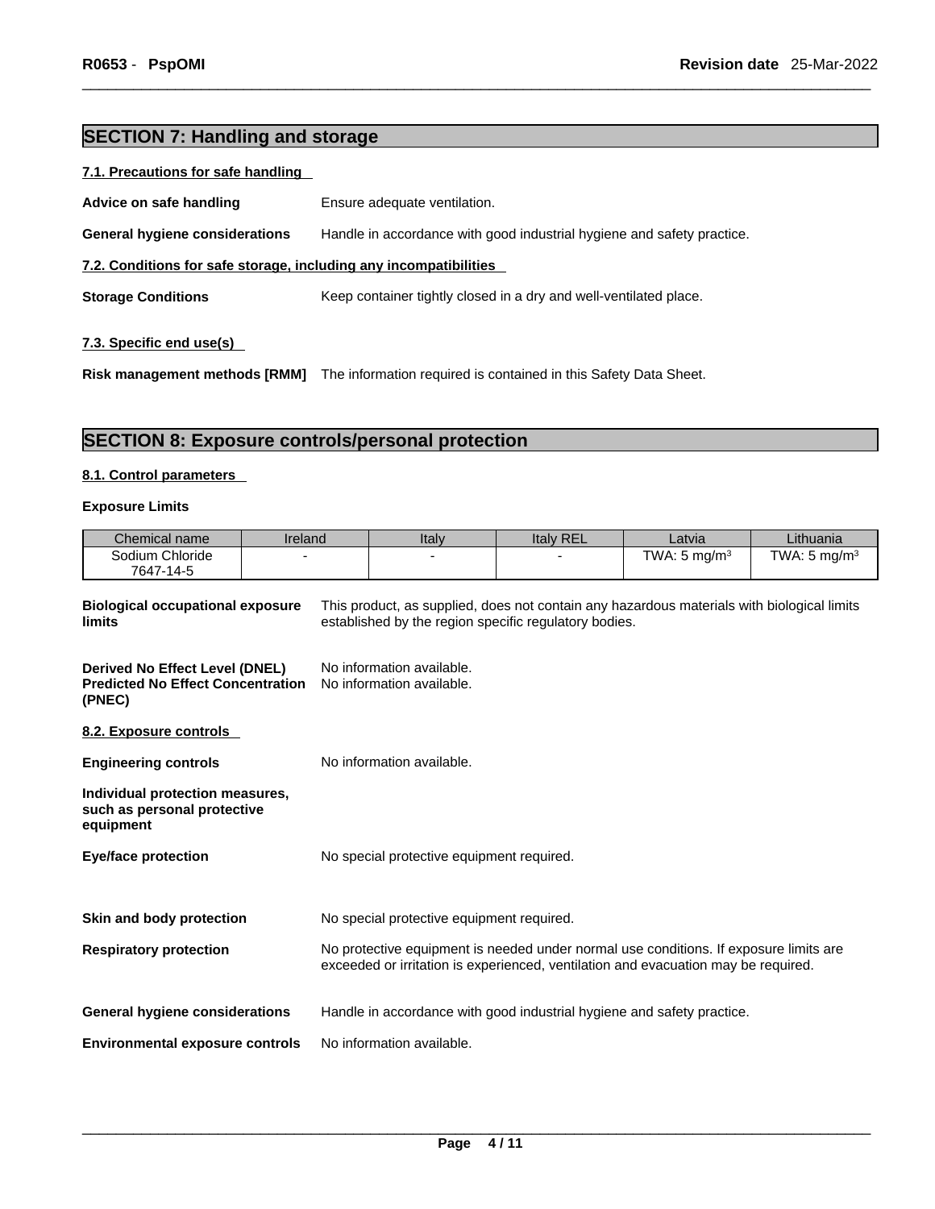## SECTION 7: Handling and storage

### 7.1. Precautions for safe handling

**Advice on safe handling** Ensure adequate ventilation.

**General hygiene considerations** Handle in accordance with good industrial hygiene and safety practice.

### 7.2. Conditions for safe storage, including any incompatibilities

**Storage Conditions** Keep container tightly closed in a dry and well-ventilated place.

### 7.3. Specific end use(s)

**Risk management methods [RMM]** The information required is contained in this Safety Data Sheet.

## SECTION 8: Exposure controls/personal protection

### 8.1. Control parameters

**Exposure Limits**

| Chemical name | Ireland | Italy | Italy REL | Latvia | Lithuania |
|---|---|---|---|---|---|
| Sodium Chloride 7647-14-5 | - | - | - | TWA: 5 $mg/m^3$ | TWA: 5 $mg/m^3$ |

**Biological occupational exposure limits** This product, as supplied, does not contain any hazardous materials with biological limits established by the region specific regulatory bodies.

**Derived No Effect Level (DNEL)** No information available.
**Predicted No Effect Concentration (PNEC)** No information available.

### 8.2. Exposure controls

**Engineering controls** No information available.

**Individual protection measures, such as personal protective equipment**

**Eye/face protection** No special protective equipment required.

**Skin and body protection** No special protective equipment required.

**Respiratory protection** No protective equipment is needed under normal use conditions. If exposure limits are exceeded or irritation is experienced, ventilation and evacuation may be required.

**General hygiene considerations** Handle in accordance with good industrial hygiene and safety practice.

**Environmental exposure controls** No information available.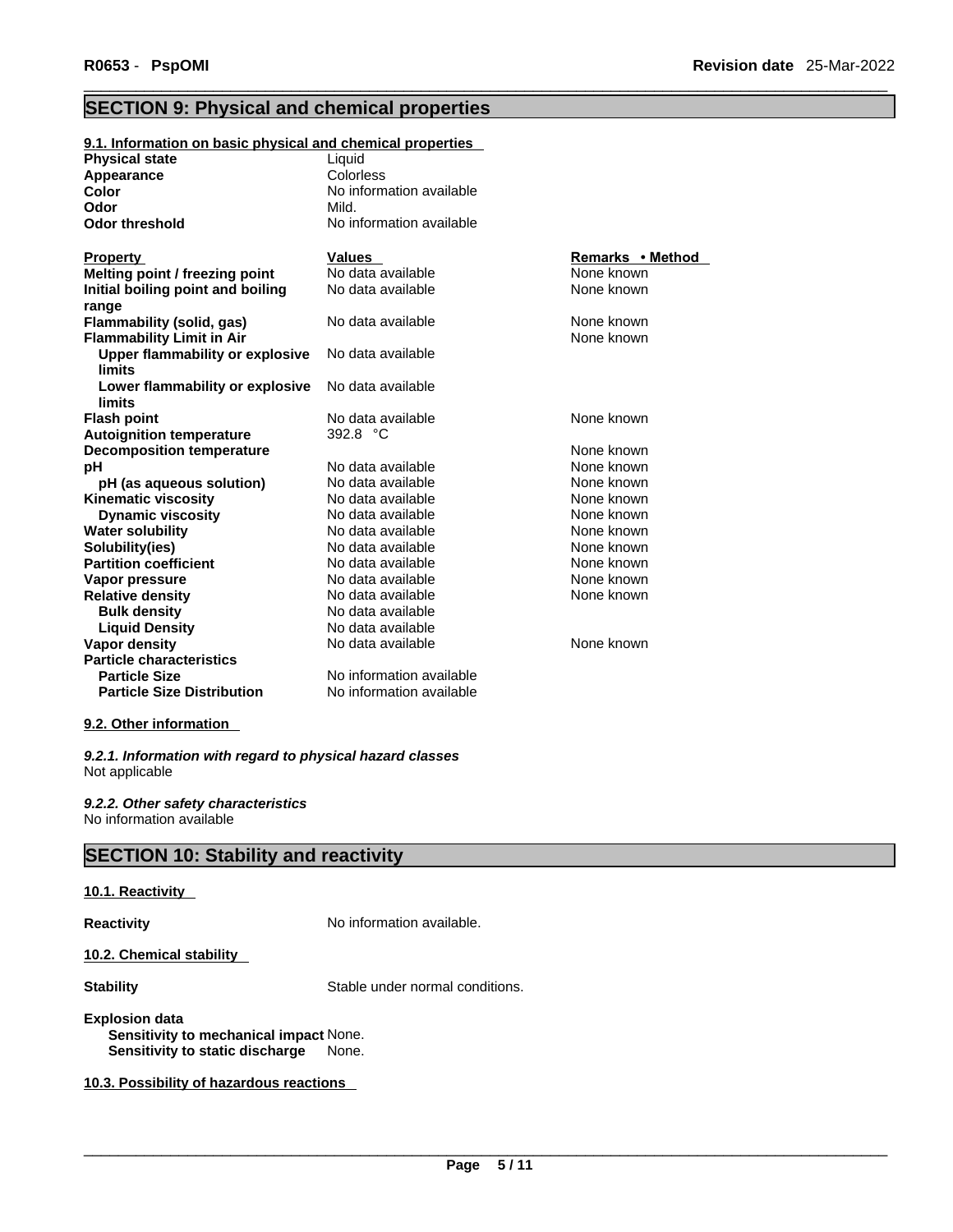## SECTION 9: Physical and chemical properties

**9.1. Information on basic physical and chemical properties**

| | |
|---|---|
| **Physical state** | Liquid |
| **Appearance** | Colorless |
| **Color** | No information available |
| **Odor** | Mild. |
| **Odor threshold** | No information available |

| Property | Values | Remarks • Method |
|---|---|---|
| **Melting point / freezing point** | No data available | None known |
| **Initial boiling point and boiling range** | No data available | None known |
| **Flammability (solid, gas)** | No data available | None known |
| **Flammability Limit in Air** | | None known |
| **Upper flammability or explosive limits** | No data available | |
| **Lower flammability or explosive limits** | No data available | |
| **Flash point** | No data available | None known |
| **Autoignition temperature** | 392.8 °C | |
| **Decomposition temperature** | | None known |
| **pH** | No data available | None known |
| **pH (as aqueous solution)** | No data available | None known |
| **Kinematic viscosity** | No data available | None known |
| **Dynamic viscosity** | No data available | None known |
| **Water solubility** | No data available | None known |
| **Solubility(ies)** | No data available | None known |
| **Partition coefficient** | No data available | None known |
| **Vapor pressure** | No data available | None known |
| **Relative density** | No data available | None known |
| **Bulk density** | No data available | |
| **Liquid Density** | No data available | |
| **Vapor density** | No data available | None known |
| **Particle characteristics** | | |
| **Particle Size** | No information available | |
| **Particle Size Distribution** | No information available | |

**9.2. Other information**

***9.2.1. Information with regard to physical hazard classes***
Not applicable

***9.2.2. Other safety characteristics***
No information available

## SECTION 10: Stability and reactivity

**10.1. Reactivity**

**Reactivity** No information available.

**10.2. Chemical stability**

**Stability** Stable under normal conditions.

**Explosion data**
**Sensitivity to mechanical impact** None.
**Sensitivity to static discharge** None.

**10.3. Possibility of hazardous reactions**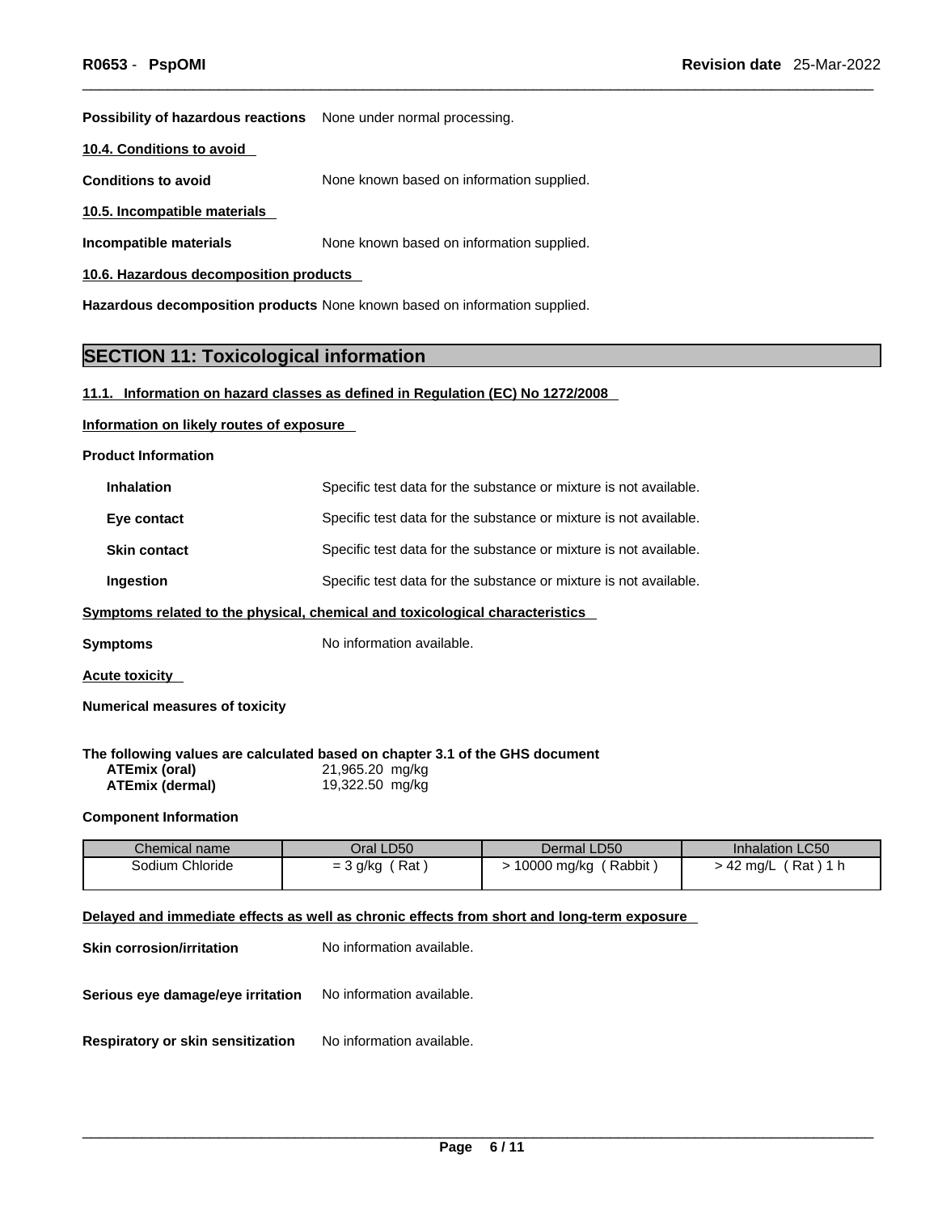**Possibility of hazardous reactions** None under normal processing.

**10.4. Conditions to avoid**

**Conditions to avoid** None known based on information supplied.

**10.5. Incompatible materials**

**Incompatible materials** None known based on information supplied.

**10.6. Hazardous decomposition products**

**Hazardous decomposition products** None known based on information supplied.

## SECTION 11: Toxicological information

**11.1. Information on hazard classes as defined in Regulation (EC) No 1272/2008**

**Information on likely routes of exposure**

**Product Information**

**Inhalation** Specific test data for the substance or mixture is not available.

**Eye contact** Specific test data for the substance or mixture is not available.

**Skin contact** Specific test data for the substance or mixture is not available.

**Ingestion** Specific test data for the substance or mixture is not available.

**Symptoms related to the physical, chemical and toxicological characteristics**

**Symptoms** No information available.

**Acute toxicity**

**Numerical measures of toxicity**

**The following values are calculated based on chapter 3.1 of the GHS document**

**ATEmix (oral)** 21,965.20 mg/kg
**ATEmix (dermal)** 19,322.50 mg/kg

**Component Information**

| Chemical name | Oral LD50 | Dermal LD50 | Inhalation LC50 |
|---|---|---|---|
| Sodium Chloride | = 3 g/kg ( Rat ) | > 10000 mg/kg ( Rabbit ) | > 42 mg/L ( Rat ) 1 h |

**Delayed and immediate effects as well as chronic effects from short and long-term exposure**

**Skin corrosion/irritation** No information available.

**Serious eye damage/eye irritation** No information available.

**Respiratory or skin sensitization** No information available.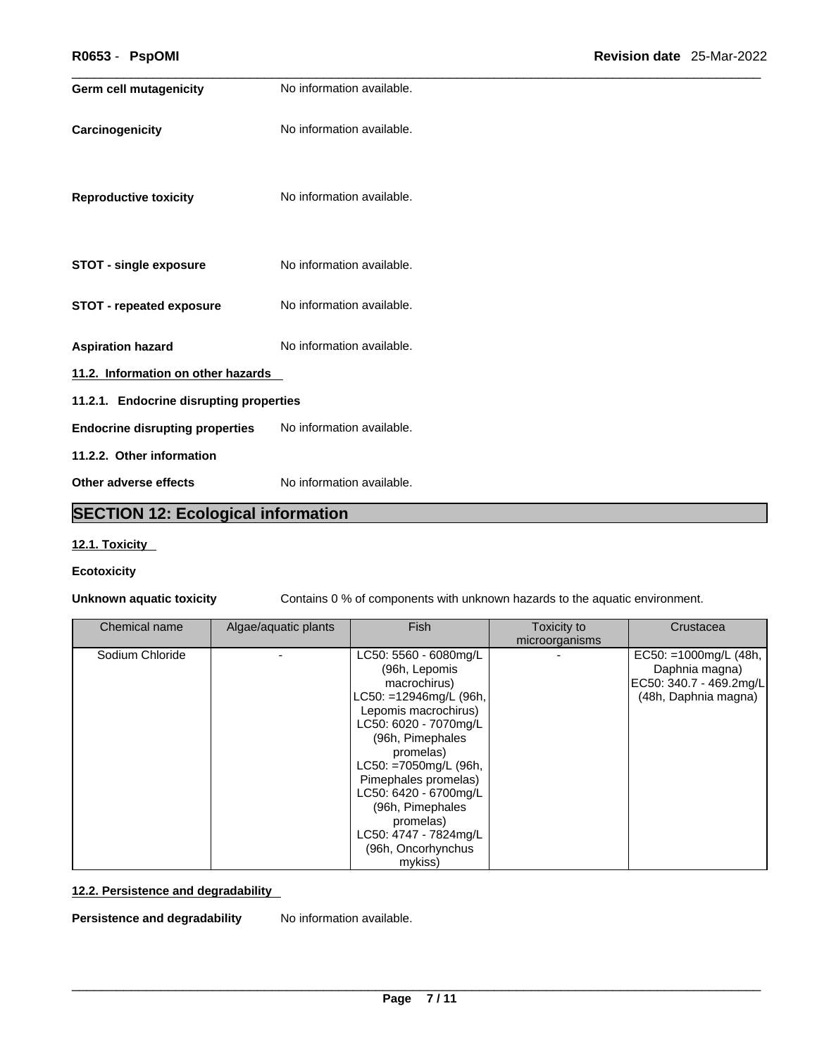**Germ cell mutagenicity** No information available.

**Carcinogenicity** No information available.

**Reproductive toxicity** No information available.

**STOT - single exposure** No information available.

**STOT - repeated exposure** No information available.

**Aspiration hazard** No information available.

**11.2. Information on other hazards**

**11.2.1. Endocrine disrupting properties**

**Endocrine disrupting properties** No information available.

**11.2.2. Other information**

**Other adverse effects** No information available.

## SECTION 12: Ecological information

**12.1. Toxicity**

**Ecotoxicity**

**Unknown aquatic toxicity** Contains 0 % of components with unknown hazards to the aquatic environment.

| Chemical name | Algae/aquatic plants | Fish | Toxicity to microorganisms | Crustacea |
|---|---|---|---|---|
| Sodium Chloride | - | LC50: 5560 - 6080mg/L (96h, Lepomis macrochirus) LC50: =12946mg/L (96h, Lepomis macrochirus) LC50: 6020 - 7070mg/L (96h, Pimephales promelas) LC50: =7050mg/L (96h, Pimephales promelas) LC50: 6420 - 6700mg/L (96h, Pimephales promelas) LC50: 4747 - 7824mg/L (96h, Oncorhynchus mykiss) | - | EC50: =1000mg/L (48h, Daphnia magna) EC50: 340.7 - 469.2mg/L (48h, Daphnia magna) |

**12.2. Persistence and degradability**

**Persistence and degradability** No information available.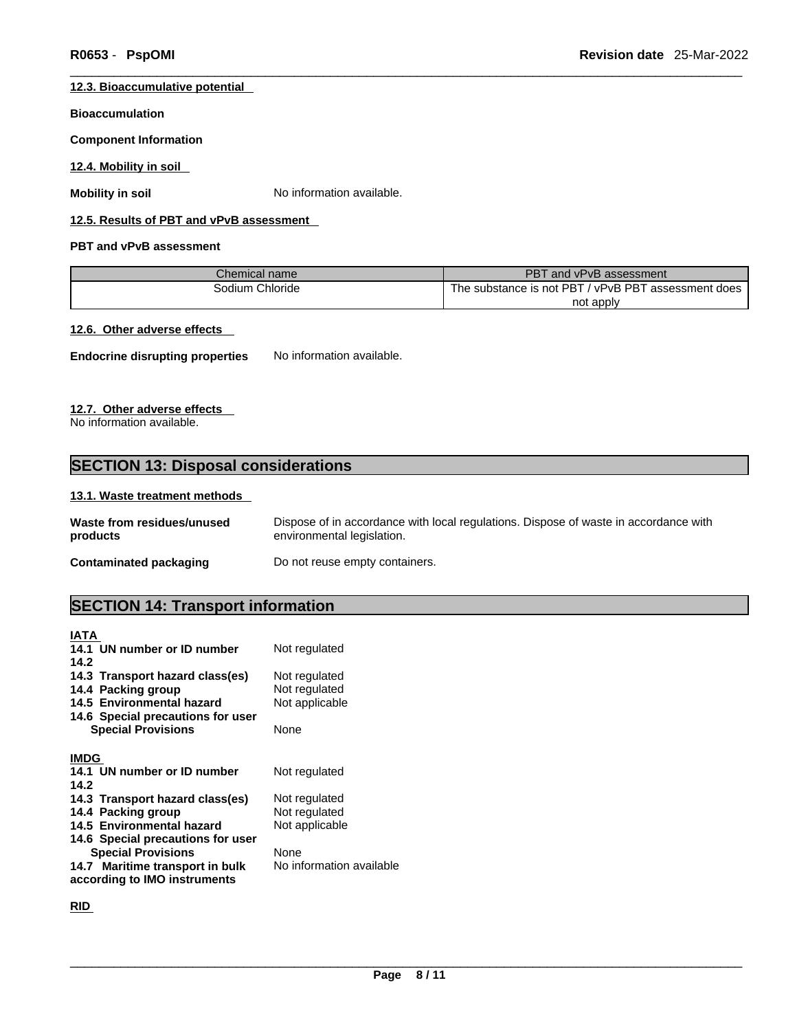### 12.3. Bioaccumulative potential

**Bioaccumulation**

**Component Information**

### 12.4. Mobility in soil

**Mobility in soil** No information available.

### 12.5. Results of PBT and vPvB assessment

**PBT and vPvB assessment**

| Chemical name | PBT and vPvB assessment |
| --- | --- |
| Sodium Chloride | The substance is not PBT / vPvB PBT assessment does not apply |

### 12.6. Other adverse effects

**Endocrine disrupting properties** No information available.

### 12.7. Other adverse effects

No information available.

## SECTION 13: Disposal considerations

### 13.1. Waste treatment methods

**Waste from residues/unused products** Dispose of in accordance with local regulations. Dispose of waste in accordance with environmental legislation.

**Contaminated packaging** Do not reuse empty containers.

## SECTION 14: Transport information

**IATA**

**14.1 UN number or ID number** Not regulated
**14.2**
**14.3 Transport hazard class(es)** Not regulated
**14.4 Packing group** Not regulated
**14.5 Environmental hazard** Not applicable
**14.6 Special precautions for user**
**Special Provisions** None

**IMDG**

**14.1 UN number or ID number** Not regulated
**14.2**
**14.3 Transport hazard class(es)** Not regulated
**14.4 Packing group** Not regulated
**14.5 Environmental hazard** Not applicable
**14.6 Special precautions for user**
**Special Provisions** None
**14.7 Maritime transport in bulk according to IMO instruments** No information available

**RID**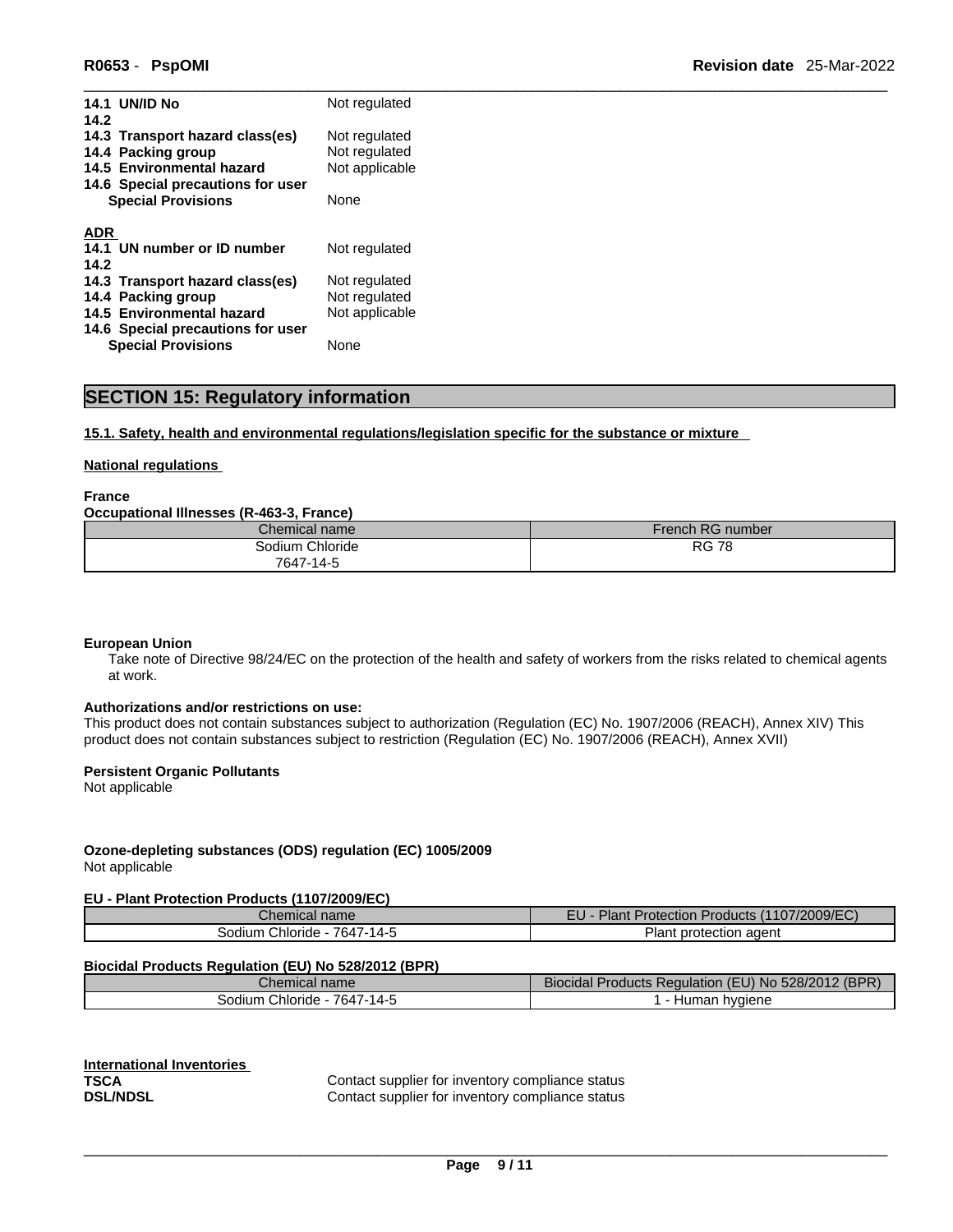| | |
|---|---|
| **14.1 UN/ID No** | Not regulated |
| **14.2** | |
| **14.3 Transport hazard class(es)** | Not regulated |
| **14.4 Packing group** | Not regulated |
| **14.5 Environmental hazard** | Not applicable |
| **14.6 Special precautions for user** | |
| **Special Provisions** | None |

**ADR**

| | |
|---|---|
| **14.1 UN number or ID number** | Not regulated |
| **14.2** | |
| **14.3 Transport hazard class(es)** | Not regulated |
| **14.4 Packing group** | Not regulated |
| **14.5 Environmental hazard** | Not applicable |
| **14.6 Special precautions for user** | |
| **Special Provisions** | None |

## SECTION 15: Regulatory information

**15.1. Safety, health and environmental regulations/legislation specific for the substance or mixture**

**National regulations**

**France**

**Occupational Illnesses (R-463-3, France)**

| Chemical name | French RG number |
|---|---|
| Sodium Chloride 7647-14-5 | RG 78 |

**European Union**

Take note of Directive 98/24/EC on the protection of the health and safety of workers from the risks related to chemical agents at work.

**Authorizations and/or restrictions on use:**

This product does not contain substances subject to authorization (Regulation (EC) No. 1907/2006 (REACH), Annex XIV) This product does not contain substances subject to restriction (Regulation (EC) No. 1907/2006 (REACH), Annex XVII)

**Persistent Organic Pollutants**

Not applicable

**Ozone-depleting substances (ODS) regulation (EC) 1005/2009**

Not applicable

**EU - Plant Protection Products (1107/2009/EC)**

| Chemical name | EU - Plant Protection Products (1107/2009/EC) |
|---|---|
| Sodium Chloride - 7647-14-5 | Plant protection agent |

**Biocidal Products Regulation (EU) No 528/2012 (BPR)**

| Chemical name | Biocidal Products Regulation (EU) No 528/2012 (BPR) |
|---|---|
| Sodium Chloride - 7647-14-5 | 1 - Human hygiene |

**International Inventories**

| | |
|---|---|
| **TSCA** | Contact supplier for inventory compliance status |
| **DSL/NDSL** | Contact supplier for inventory compliance status |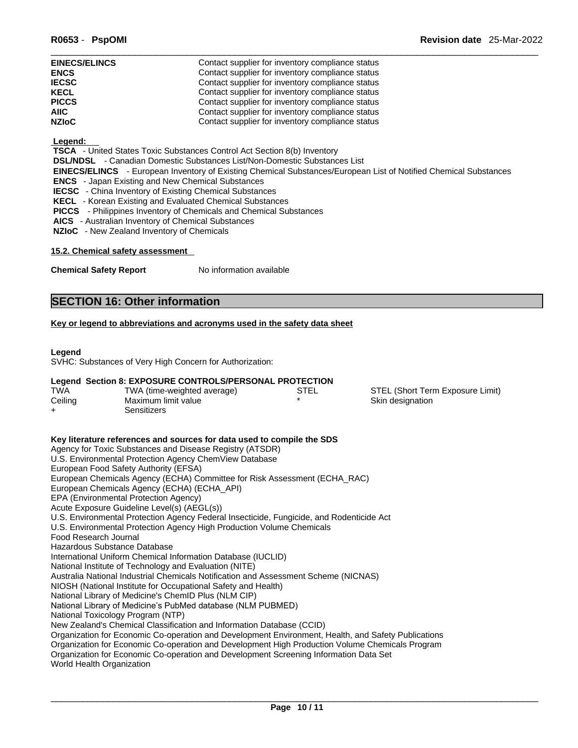| | |
|---|---|
| **EINECS/ELINCS** | Contact supplier for inventory compliance status |
| **ENCS** | Contact supplier for inventory compliance status |
| **IECSC** | Contact supplier for inventory compliance status |
| **KECL** | Contact supplier for inventory compliance status |
| **PICCS** | Contact supplier for inventory compliance status |
| **AIIC** | Contact supplier for inventory compliance status |
| **NZIoC** | Contact supplier for inventory compliance status |

**Legend:**

**TSCA** - United States Toxic Substances Control Act Section 8(b) Inventory
**DSL/NDSL** - Canadian Domestic Substances List/Non-Domestic Substances List
**EINECS/ELINCS** - European Inventory of Existing Chemical Substances/European List of Notified Chemical Substances
**ENCS** - Japan Existing and New Chemical Substances
**IECSC** - China Inventory of Existing Chemical Substances
**KECL** - Korean Existing and Evaluated Chemical Substances
**PICCS** - Philippines Inventory of Chemicals and Chemical Substances
**AICS** - Australian Inventory of Chemical Substances
**NZIoC** - New Zealand Inventory of Chemicals

**15.2. Chemical safety assessment**

**Chemical Safety Report** No information available

## SECTION 16: Other information

**Key or legend to abbreviations and acronyms used in the safety data sheet**

**Legend**
SVHC: Substances of Very High Concern for Authorization:

**Legend Section 8: EXPOSURE CONTROLS/PERSONAL PROTECTION**

| | | | |
|---|---|---|---|
| TWA | TWA (time-weighted average) | STEL | STEL (Short Term Exposure Limit) |
| Ceiling | Maximum limit value | * | Skin designation |
| + | Sensitizers | | |

**Key literature references and sources for data used to compile the SDS**
Agency for Toxic Substances and Disease Registry (ATSDR)
U.S. Environmental Protection Agency ChemView Database
European Food Safety Authority (EFSA)
European Chemicals Agency (ECHA) Committee for Risk Assessment (ECHA_RAC)
European Chemicals Agency (ECHA) (ECHA_API)
EPA (Environmental Protection Agency)
Acute Exposure Guideline Level(s) (AEGL(s))
U.S. Environmental Protection Agency Federal Insecticide, Fungicide, and Rodenticide Act
U.S. Environmental Protection Agency High Production Volume Chemicals
Food Research Journal
Hazardous Substance Database
International Uniform Chemical Information Database (IUCLID)
National Institute of Technology and Evaluation (NITE)
Australia National Industrial Chemicals Notification and Assessment Scheme (NICNAS)
NIOSH (National Institute for Occupational Safety and Health)
National Library of Medicine's ChemID Plus (NLM CIP)
National Library of Medicine's PubMed database (NLM PUBMED)
National Toxicology Program (NTP)
New Zealand's Chemical Classification and Information Database (CCID)
Organization for Economic Co-operation and Development Environment, Health, and Safety Publications
Organization for Economic Co-operation and Development High Production Volume Chemicals Program
Organization for Economic Co-operation and Development Screening Information Data Set
World Health Organization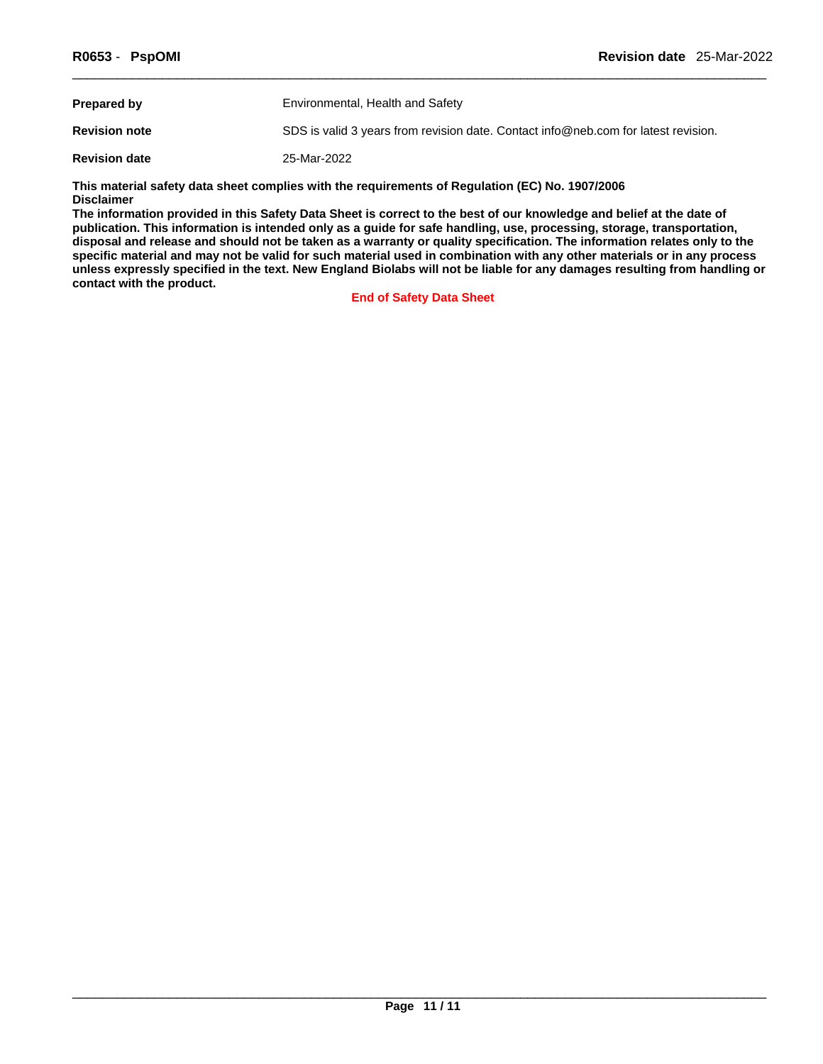| | |
|---|---|
| **Prepared by** | Environmental, Health and Safety |
| **Revision note** | SDS is valid 3 years from revision date. Contact info@neb.com for latest revision. |
| **Revision date** | 25-Mar-2022 |

**This material safety data sheet complies with the requirements of Regulation (EC) No. 1907/2006**

**Disclaimer**

**The information provided in this Safety Data Sheet is correct to the best of our knowledge and belief at the date of publication. This information is intended only as a guide for safe handling, use, processing, storage, transportation, disposal and release and should not be taken as a warranty or quality specification. The information relates only to the specific material and may not be valid for such material used in combination with any other materials or in any process unless expressly specified in the text. New England Biolabs will not be liable for any damages resulting from handling or contact with the product.**

**End of Safety Data Sheet**